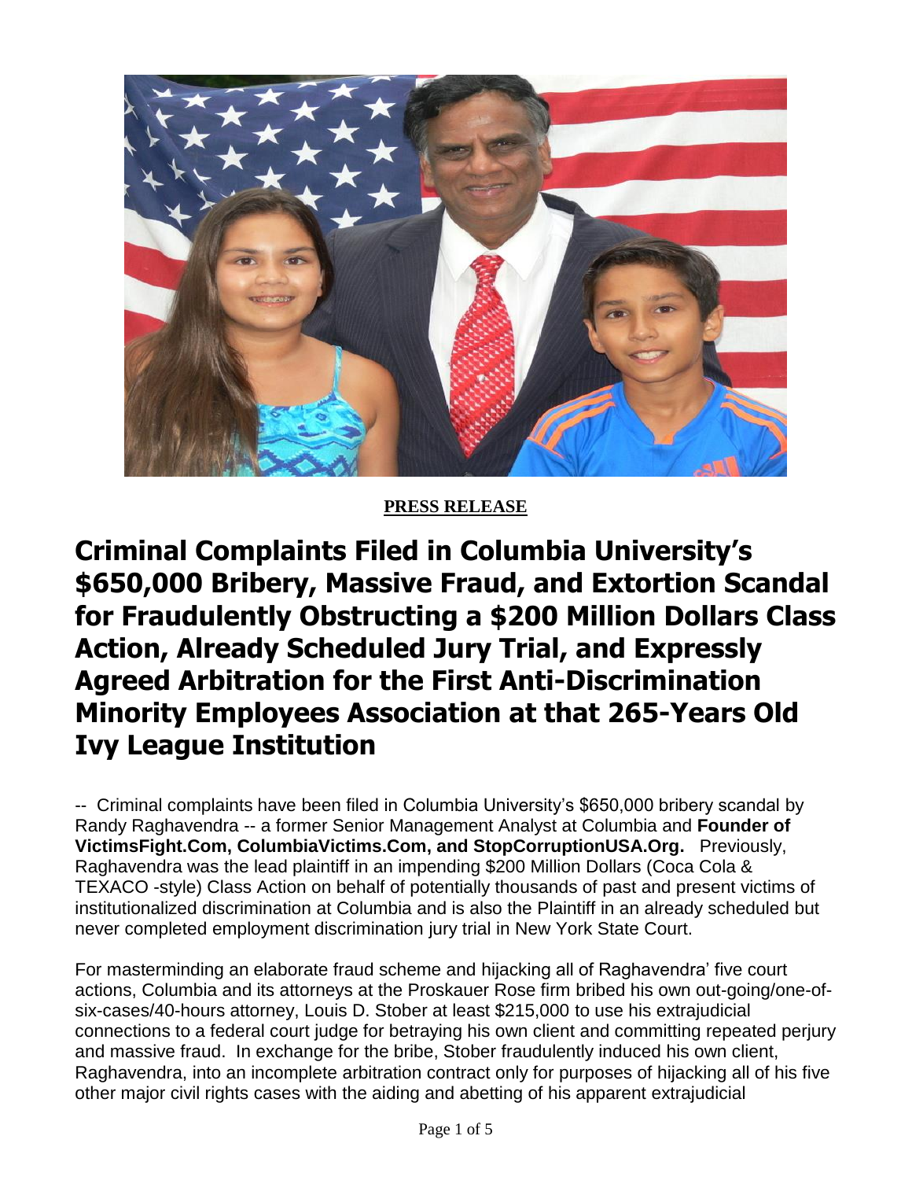**PRESS RELEASE**

# Criminal Complaints Filed in Columbia University's $650,000 Bribery, Massive Fraud, and Extortion Scandal for Fraudulently Obstructing a $200 Million Dollars Class Action, Already Scheduled Jury Trial, and Expressly Agreed Arbitration for the First Anti-Discrimination Minority Employees Association at that 265-Years Old Ivy League Institution

-- Criminal complaints have been filed in Columbia University's $650,000 bribery scandal by Randy Raghavendra -- a former Senior Management Analyst at Columbia and **Founder of VictimsFight.Com, ColumbiaVictims.Com, and StopCorruptionUSA.Org.** Previously, Raghavendra was the lead plaintiff in an impending $200 Million Dollars (Coca Cola & TEXACO -style) Class Action on behalf of potentially thousands of past and present victims of institutionalized discrimination at Columbia and is also the Plaintiff in an already scheduled but never completed employment discrimination jury trial in New York State Court.

For masterminding an elaborate fraud scheme and hijacking all of Raghavendra' five court actions, Columbia and its attorneys at the Proskauer Rose firm bribed his own out-going/one-of-six-cases/40-hours attorney, Louis D. Stober at least $215,000 to use his extrajudicial connections to a federal court judge for betraying his own client and committing repeated perjury and massive fraud. In exchange for the bribe, Stober fraudulently induced his own client, Raghavendra, into an incomplete arbitration contract only for purposes of hijacking all of his five other major civil rights cases with the aiding and abetting of his apparent extrajudicial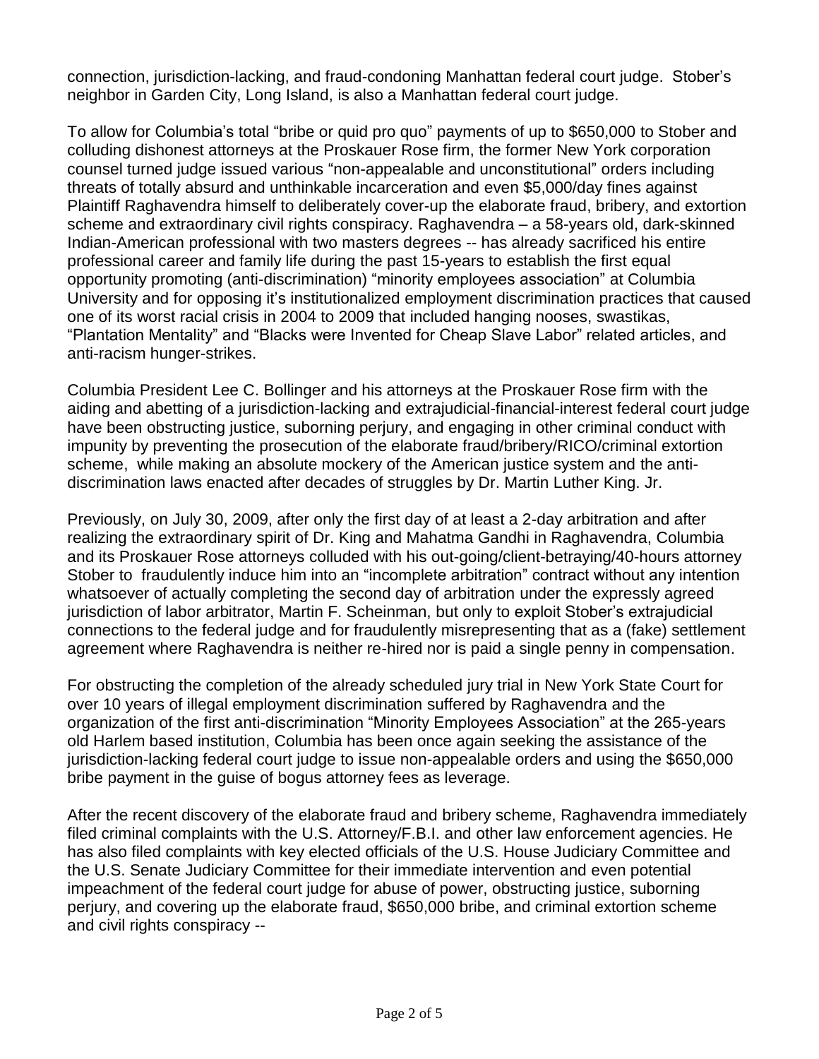connection, jurisdiction-lacking, and fraud-condoning Manhattan federal court judge. Stober's neighbor in Garden City, Long Island, is also a Manhattan federal court judge.

To allow for Columbia's total "bribe or quid pro quo" payments of up to $650,000 to Stober and colluding dishonest attorneys at the Proskauer Rose firm, the former New York corporation counsel turned judge issued various "non-appealable and unconstitutional" orders including threats of totally absurd and unthinkable incarceration and even $5,000/day fines against Plaintiff Raghavendra himself to deliberately cover-up the elaborate fraud, bribery, and extortion scheme and extraordinary civil rights conspiracy. Raghavendra – a 58-years old, dark-skinned Indian-American professional with two masters degrees -- has already sacrificed his entire professional career and family life during the past 15-years to establish the first equal opportunity promoting (anti-discrimination) "minority employees association" at Columbia University and for opposing it's institutionalized employment discrimination practices that caused one of its worst racial crisis in 2004 to 2009 that included hanging nooses, swastikas, "Plantation Mentality" and "Blacks were Invented for Cheap Slave Labor" related articles, and anti-racism hunger-strikes.

Columbia President Lee C. Bollinger and his attorneys at the Proskauer Rose firm with the aiding and abetting of a jurisdiction-lacking and extrajudicial-financial-interest federal court judge have been obstructing justice, suborning perjury, and engaging in other criminal conduct with impunity by preventing the prosecution of the elaborate fraud/bribery/RICO/criminal extortion scheme, while making an absolute mockery of the American justice system and the anti-discrimination laws enacted after decades of struggles by Dr. Martin Luther King. Jr.

Previously, on July 30, 2009, after only the first day of at least a 2-day arbitration and after realizing the extraordinary spirit of Dr. King and Mahatma Gandhi in Raghavendra, Columbia and its Proskauer Rose attorneys colluded with his out-going/client-betraying/40-hours attorney Stober to fraudulently induce him into an "incomplete arbitration" contract without any intention whatsoever of actually completing the second day of arbitration under the expressly agreed jurisdiction of labor arbitrator, Martin F. Scheinman, but only to exploit Stober's extrajudicial connections to the federal judge and for fraudulently misrepresenting that as a (fake) settlement agreement where Raghavendra is neither re-hired nor is paid a single penny in compensation.

For obstructing the completion of the already scheduled jury trial in New York State Court for over 10 years of illegal employment discrimination suffered by Raghavendra and the organization of the first anti-discrimination "Minority Employees Association" at the 265-years old Harlem based institution, Columbia has been once again seeking the assistance of the jurisdiction-lacking federal court judge to issue non-appealable orders and using the $650,000 bribe payment in the guise of bogus attorney fees as leverage.

After the recent discovery of the elaborate fraud and bribery scheme, Raghavendra immediately filed criminal complaints with the U.S. Attorney/F.B.I. and other law enforcement agencies. He has also filed complaints with key elected officials of the U.S. House Judiciary Committee and the U.S. Senate Judiciary Committee for their immediate intervention and even potential impeachment of the federal court judge for abuse of power, obstructing justice, suborning perjury, and covering up the elaborate fraud, $650,000 bribe, and criminal extortion scheme and civil rights conspiracy --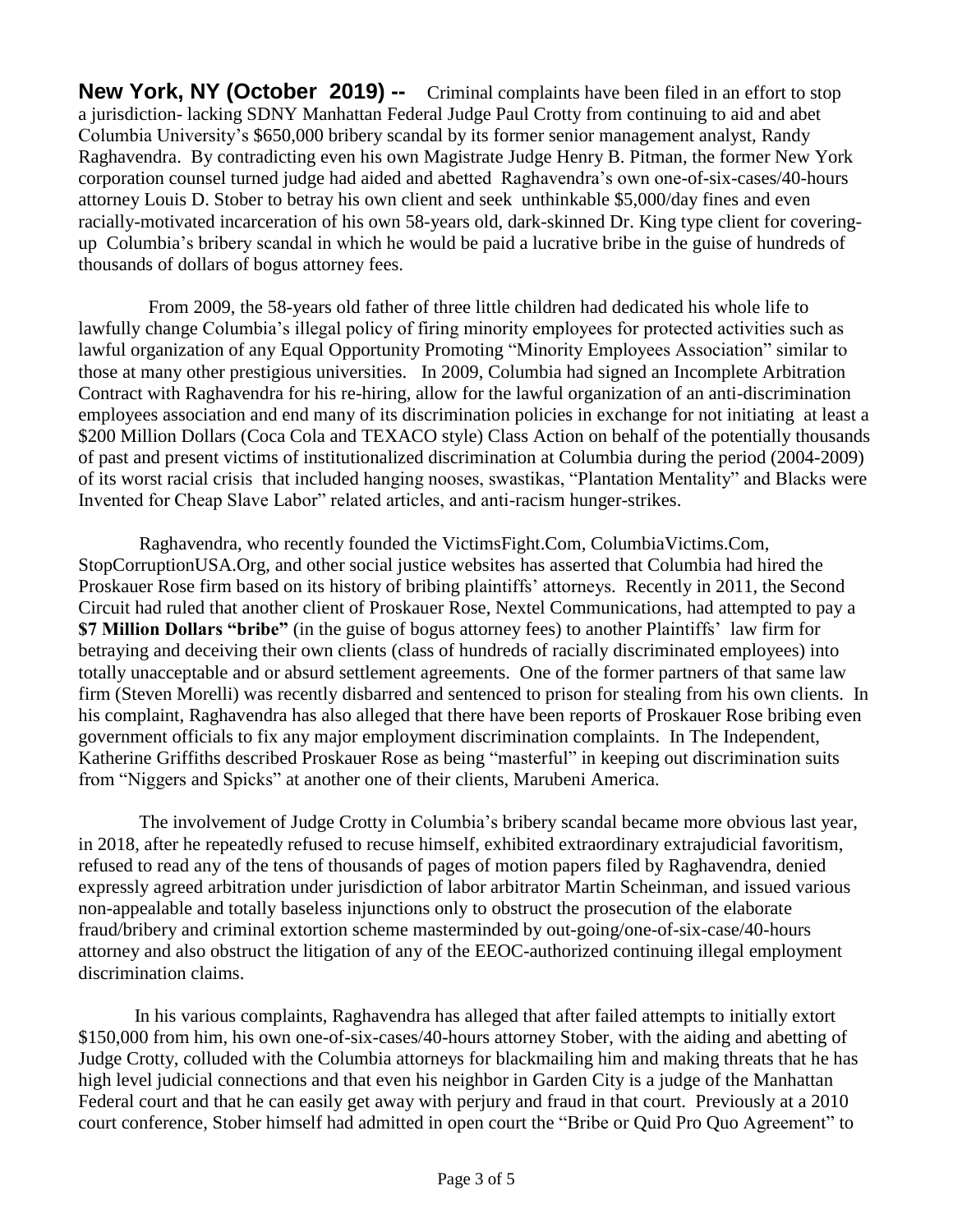**New York, NY (October 2019) --** Criminal complaints have been filed in an effort to stop a jurisdiction- lacking SDNY Manhattan Federal Judge Paul Crotty from continuing to aid and abet Columbia University's $650,000 bribery scandal by its former senior management analyst, Randy Raghavendra. By contradicting even his own Magistrate Judge Henry B. Pitman, the former New York corporation counsel turned judge had aided and abetted Raghavendra's own one-of-six-cases/40-hours attorney Louis D. Stober to betray his own client and seek unthinkable $5,000/day fines and even racially-motivated incarceration of his own 58-years old, dark-skinned Dr. King type client for covering-up Columbia's bribery scandal in which he would be paid a lucrative bribe in the guise of hundreds of thousands of dollars of bogus attorney fees.

From 2009, the 58-years old father of three little children had dedicated his whole life to lawfully change Columbia's illegal policy of firing minority employees for protected activities such as lawful organization of any Equal Opportunity Promoting "Minority Employees Association" similar to those at many other prestigious universities. In 2009, Columbia had signed an Incomplete Arbitration Contract with Raghavendra for his re-hiring, allow for the lawful organization of an anti-discrimination employees association and end many of its discrimination policies in exchange for not initiating at least a $200 Million Dollars (Coca Cola and TEXACO style) Class Action on behalf of the potentially thousands of past and present victims of institutionalized discrimination at Columbia during the period (2004-2009) of its worst racial crisis that included hanging nooses, swastikas, "Plantation Mentality" and Blacks were Invented for Cheap Slave Labor" related articles, and anti-racism hunger-strikes.

Raghavendra, who recently founded the VictimsFight.Com, ColumbiaVictims.Com, StopCorruptionUSA.Org, and other social justice websites has asserted that Columbia had hired the Proskauer Rose firm based on its history of bribing plaintiffs' attorneys. Recently in 2011, the Second Circuit had ruled that another client of Proskauer Rose, Nextel Communications, had attempted to pay a **$7 Million Dollars "bribe"** (in the guise of bogus attorney fees) to another Plaintiffs' law firm for betraying and deceiving their own clients (class of hundreds of racially discriminated employees) into totally unacceptable and or absurd settlement agreements. One of the former partners of that same law firm (Steven Morelli) was recently disbarred and sentenced to prison for stealing from his own clients. In his complaint, Raghavendra has also alleged that there have been reports of Proskauer Rose bribing even government officials to fix any major employment discrimination complaints. In The Independent, Katherine Griffiths described Proskauer Rose as being "masterful" in keeping out discrimination suits from "Niggers and Spicks" at another one of their clients, Marubeni America.

The involvement of Judge Crotty in Columbia's bribery scandal became more obvious last year, in 2018, after he repeatedly refused to recuse himself, exhibited extraordinary extrajudicial favoritism, refused to read any of the tens of thousands of pages of motion papers filed by Raghavendra, denied expressly agreed arbitration under jurisdiction of labor arbitrator Martin Scheinman, and issued various non-appealable and totally baseless injunctions only to obstruct the prosecution of the elaborate fraud/bribery and criminal extortion scheme masterminded by out-going/one-of-six-case/40-hours attorney and also obstruct the litigation of any of the EEOC-authorized continuing illegal employment discrimination claims.

In his various complaints, Raghavendra has alleged that after failed attempts to initially extort $150,000 from him, his own one-of-six-cases/40-hours attorney Stober, with the aiding and abetting of Judge Crotty, colluded with the Columbia attorneys for blackmailing him and making threats that he has high level judicial connections and that even his neighbor in Garden City is a judge of the Manhattan Federal court and that he can easily get away with perjury and fraud in that court. Previously at a 2010 court conference, Stober himself had admitted in open court the "Bribe or Quid Pro Quo Agreement" to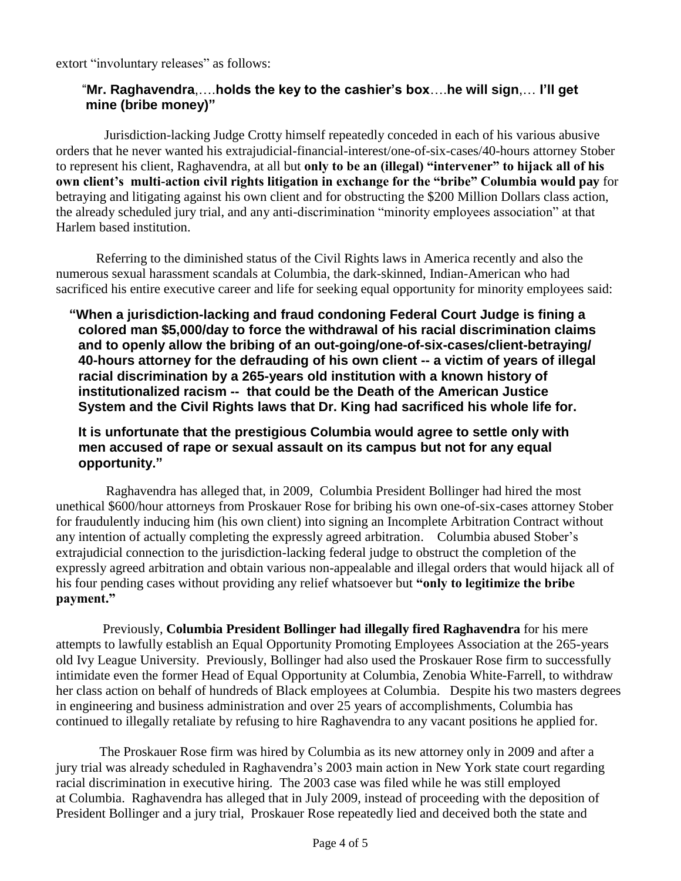extort "involuntary releases" as follows:

> "**Mr. Raghavendra**,….**holds the key to the cashier's box**….**he will sign**,… **I'll get mine (bribe money)"**

Jurisdiction-lacking Judge Crotty himself repeatedly conceded in each of his various abusive orders that he never wanted his extrajudicial-financial-interest/one-of-six-cases/40-hours attorney Stober to represent his client, Raghavendra, at all but **only to be an (illegal) "intervener" to hijack all of his own client's multi-action civil rights litigation in exchange for the "bribe" Columbia would pay** for betraying and litigating against his own client and for obstructing the $200 Million Dollars class action, the already scheduled jury trial, and any anti-discrimination "minority employees association" at that Harlem based institution.

Referring to the diminished status of the Civil Rights laws in America recently and also the numerous sexual harassment scandals at Columbia, the dark-skinned, Indian-American who had sacrificed his entire executive career and life for seeking equal opportunity for minority employees said:

> **"When a jurisdiction-lacking and fraud condoning Federal Court Judge is fining a colored man $5,000/day to force the withdrawal of his racial discrimination claims and to openly allow the bribing of an out-going/one-of-six-cases/client-betraying/ 40-hours attorney for the defrauding of his own client -- a victim of years of illegal racial discrimination by a 265-years old institution with a known history of institutionalized racism -- that could be the Death of the American Justice System and the Civil Rights laws that Dr. King had sacrificed his whole life for.**
>
> **It is unfortunate that the prestigious Columbia would agree to settle only with men accused of rape or sexual assault on its campus but not for any equal opportunity."**

Raghavendra has alleged that, in 2009, Columbia President Bollinger had hired the most unethical $600/hour attorneys from Proskauer Rose for bribing his own one-of-six-cases attorney Stober for fraudulently inducing him (his own client) into signing an Incomplete Arbitration Contract without any intention of actually completing the expressly agreed arbitration. Columbia abused Stober's extrajudicial connection to the jurisdiction-lacking federal judge to obstruct the completion of the expressly agreed arbitration and obtain various non-appealable and illegal orders that would hijack all of his four pending cases without providing any relief whatsoever but **"only to legitimize the bribe payment."**

Previously, **Columbia President Bollinger had illegally fired Raghavendra** for his mere attempts to lawfully establish an Equal Opportunity Promoting Employees Association at the 265-years old Ivy League University. Previously, Bollinger had also used the Proskauer Rose firm to successfully intimidate even the former Head of Equal Opportunity at Columbia, Zenobia White-Farrell, to withdraw her class action on behalf of hundreds of Black employees at Columbia. Despite his two masters degrees in engineering and business administration and over 25 years of accomplishments, Columbia has continued to illegally retaliate by refusing to hire Raghavendra to any vacant positions he applied for.

The Proskauer Rose firm was hired by Columbia as its new attorney only in 2009 and after a jury trial was already scheduled in Raghavendra's 2003 main action in New York state court regarding racial discrimination in executive hiring. The 2003 case was filed while he was still employed at Columbia. Raghavendra has alleged that in July 2009, instead of proceeding with the deposition of President Bollinger and a jury trial, Proskauer Rose repeatedly lied and deceived both the state and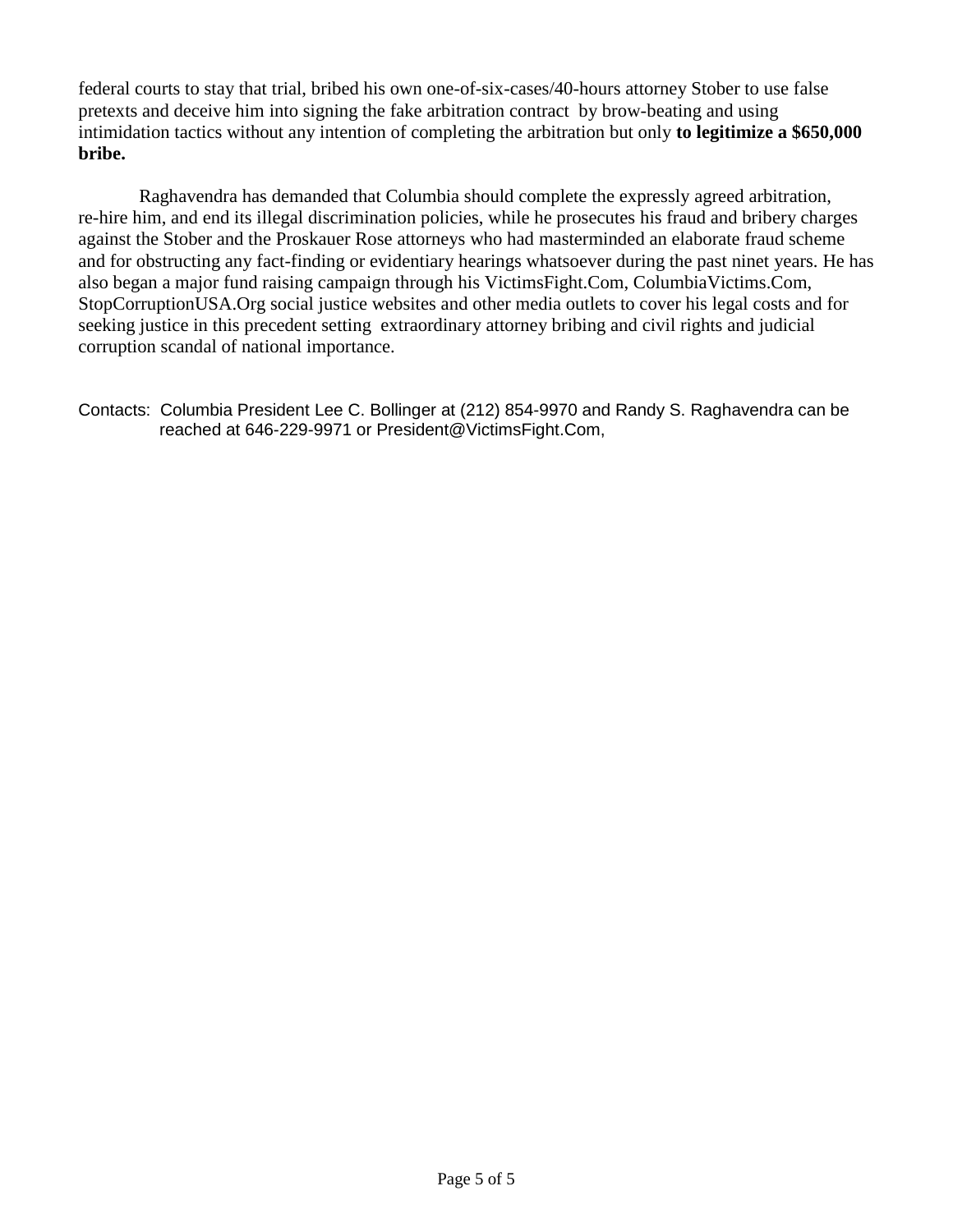federal courts to stay that trial, bribed his own one-of-six-cases/40-hours attorney Stober to use false pretexts and deceive him into signing the fake arbitration contract by brow-beating and using intimidation tactics without any intention of completing the arbitration but only **to legitimize a $650,000 bribe.**

Raghavendra has demanded that Columbia should complete the expressly agreed arbitration, re-hire him, and end its illegal discrimination policies, while he prosecutes his fraud and bribery charges against the Stober and the Proskauer Rose attorneys who had masterminded an elaborate fraud scheme and for obstructing any fact-finding or evidentiary hearings whatsoever during the past ninet years. He has also began a major fund raising campaign through his VictimsFight.Com, ColumbiaVictims.Com, StopCorruptionUSA.Org social justice websites and other media outlets to cover his legal costs and for seeking justice in this precedent setting extraordinary attorney bribing and civil rights and judicial corruption scandal of national importance.

Contacts: Columbia President Lee C. Bollinger at (212) 854-9970 and Randy S. Raghavendra can be reached at 646-229-9971 or President@VictimsFight.Com,